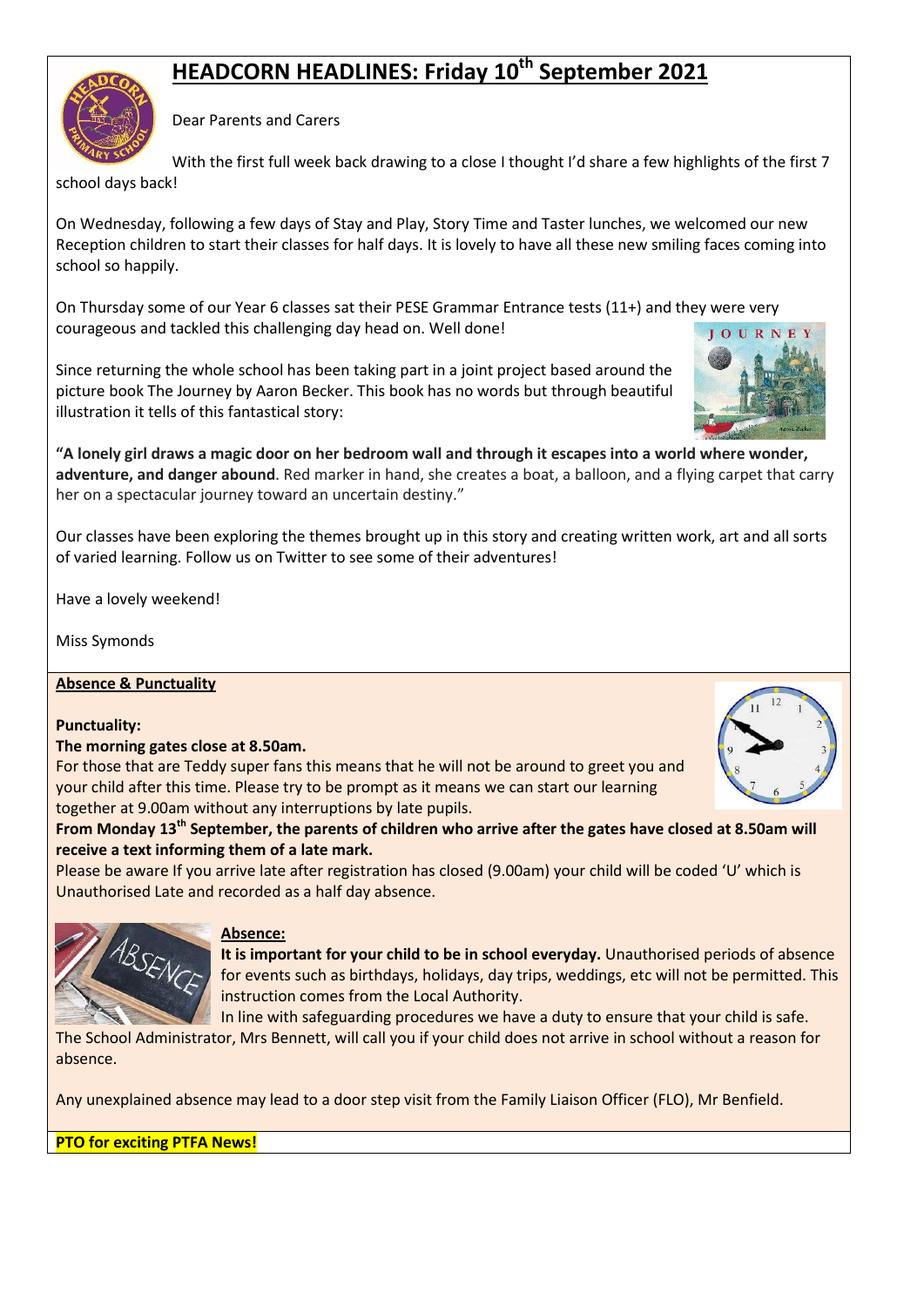# HEADCORN HEADLINES: Friday 10th September 2021

Dear Parents and Carers

With the first full week back drawing to a close I thought I'd share a few highlights of the first 7 school days back!

On Wednesday, following a few days of Stay and Play, Story Time and Taster lunches, we welcomed our new Reception children to start their classes for half days. It is lovely to have all these new smiling faces coming into school so happily.

On Thursday some of our Year 6 classes sat their PESE Grammar Entrance tests (11+) and they were very courageous and tackled this challenging day head on. Well done!

Since returning the whole school has been taking part in a joint project based around the picture book The Journey by Aaron Becker. This book has no words but through beautiful illustration it tells of this fantastical story:

"**A lonely girl draws a magic door on her bedroom wall and through it escapes into a world where wonder, adventure, and danger abound**. Red marker in hand, she creates a boat, a balloon, and a flying carpet that carry her on a spectacular journey toward an uncertain destiny."

Our classes have been exploring the themes brought up in this story and creating written work, art and all sorts of varied learning. Follow us on Twitter to see some of their adventures!

Have a lovely weekend!

Miss Symonds

## Absence & Punctuality

**Punctuality:**

**The morning gates close at 8.50am.**

For those that are Teddy super fans this means that he will not be around to greet you and your child after this time. Please try to be prompt as it means we can start our learning together at 9.00am without any interruptions by late pupils.

**From Monday 13th September, the parents of children who arrive after the gates have closed at 8.50am will receive a text informing them of a late mark.**

Please be aware If you arrive late after registration has closed (9.00am) your child will be coded 'U' which is Unauthorised Late and recorded as a half day absence.

**Absence:**

**It is important for your child to be in school everyday.** Unauthorised periods of absence for events such as birthdays, holidays, day trips, weddings, etc will not be permitted. This instruction comes from the Local Authority.

In line with safeguarding procedures we have a duty to ensure that your child is safe. The School Administrator, Mrs Bennett, will call you if your child does not arrive in school without a reason for absence.

Any unexplained absence may lead to a door step visit from the Family Liaison Officer (FLO), Mr Benfield.

**PTO for exciting PTFA News!**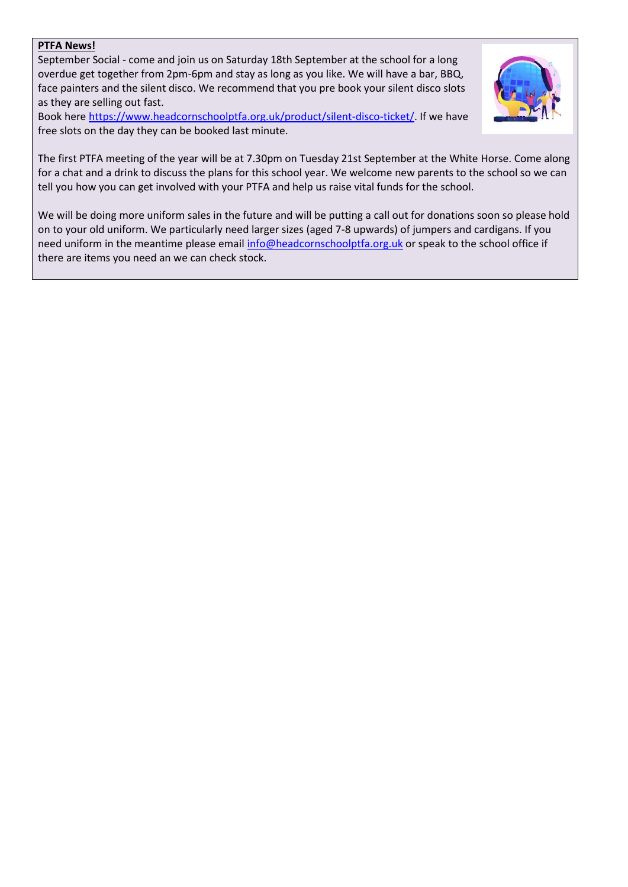**PTFA News!**

September Social - come and join us on Saturday 18th September at the school for a long overdue get together from 2pm-6pm and stay as long as you like. We will have a bar, BBQ, face painters and the silent disco. We recommend that you pre book your silent disco slots as they are selling out fast.

Book here https://www.headcornschoolptfa.org.uk/product/silent-disco-ticket/. If we have free slots on the day they can be booked last minute.

The first PTFA meeting of the year will be at 7.30pm on Tuesday 21st September at the White Horse. Come along for a chat and a drink to discuss the plans for this school year. We welcome new parents to the school so we can tell you how you can get involved with your PTFA and help us raise vital funds for the school.

We will be doing more uniform sales in the future and will be putting a call out for donations soon so please hold on to your old uniform. We particularly need larger sizes (aged 7-8 upwards) of jumpers and cardigans. If you need uniform in the meantime please email info@headcornschoolptfa.org.uk or speak to the school office if there are items you need an we can check stock.